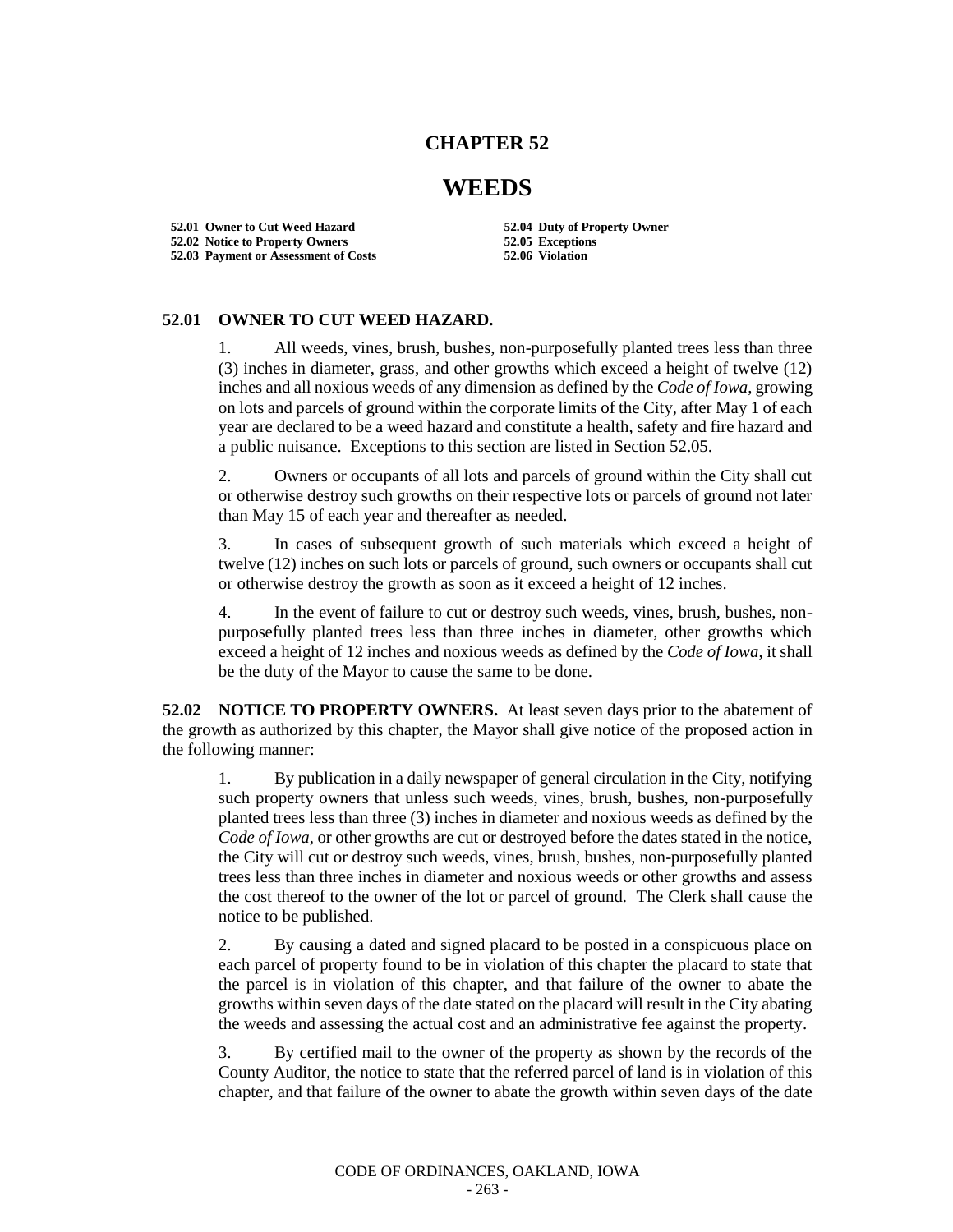# CHAPTER 52

# WEEDS

| | |
|---|---|
| **52.01 Owner to Cut Weed Hazard** | **52.04 Duty of Property Owner** |
| **52.02 Notice to Property Owners** | **52.05 Exceptions** |
| **52.03 Payment or Assessment of Costs** | **52.06 Violation** |

**52.01 OWNER TO CUT WEED HAZARD.**

1. All weeds, vines, brush, bushes, non-purposefully planted trees less than three (3) inches in diameter, grass, and other growths which exceed a height of twelve (12) inches and all noxious weeds of any dimension as defined by the *Code of Iowa*, growing on lots and parcels of ground within the corporate limits of the City, after May 1 of each year are declared to be a weed hazard and constitute a health, safety and fire hazard and a public nuisance. Exceptions to this section are listed in Section 52.05.

2. Owners or occupants of all lots and parcels of ground within the City shall cut or otherwise destroy such growths on their respective lots or parcels of ground not later than May 15 of each year and thereafter as needed.

3. In cases of subsequent growth of such materials which exceed a height of twelve (12) inches on such lots or parcels of ground, such owners or occupants shall cut or otherwise destroy the growth as soon as it exceed a height of 12 inches.

4. In the event of failure to cut or destroy such weeds, vines, brush, bushes, non-purposefully planted trees less than three inches in diameter, other growths which exceed a height of 12 inches and noxious weeds as defined by the *Code of Iowa*, it shall be the duty of the Mayor to cause the same to be done.

**52.02 NOTICE TO PROPERTY OWNERS.** At least seven days prior to the abatement of the growth as authorized by this chapter, the Mayor shall give notice of the proposed action in the following manner:

1. By publication in a daily newspaper of general circulation in the City, notifying such property owners that unless such weeds, vines, brush, bushes, non-purposefully planted trees less than three (3) inches in diameter and noxious weeds as defined by the *Code of Iowa*, or other growths are cut or destroyed before the dates stated in the notice, the City will cut or destroy such weeds, vines, brush, bushes, non-purposefully planted trees less than three inches in diameter and noxious weeds or other growths and assess the cost thereof to the owner of the lot or parcel of ground. The Clerk shall cause the notice to be published.

2. By causing a dated and signed placard to be posted in a conspicuous place on each parcel of property found to be in violation of this chapter the placard to state that the parcel is in violation of this chapter, and that failure of the owner to abate the growths within seven days of the date stated on the placard will result in the City abating the weeds and assessing the actual cost and an administrative fee against the property.

3. By certified mail to the owner of the property as shown by the records of the County Auditor, the notice to state that the referred parcel of land is in violation of this chapter, and that failure of the owner to abate the growth within seven days of the date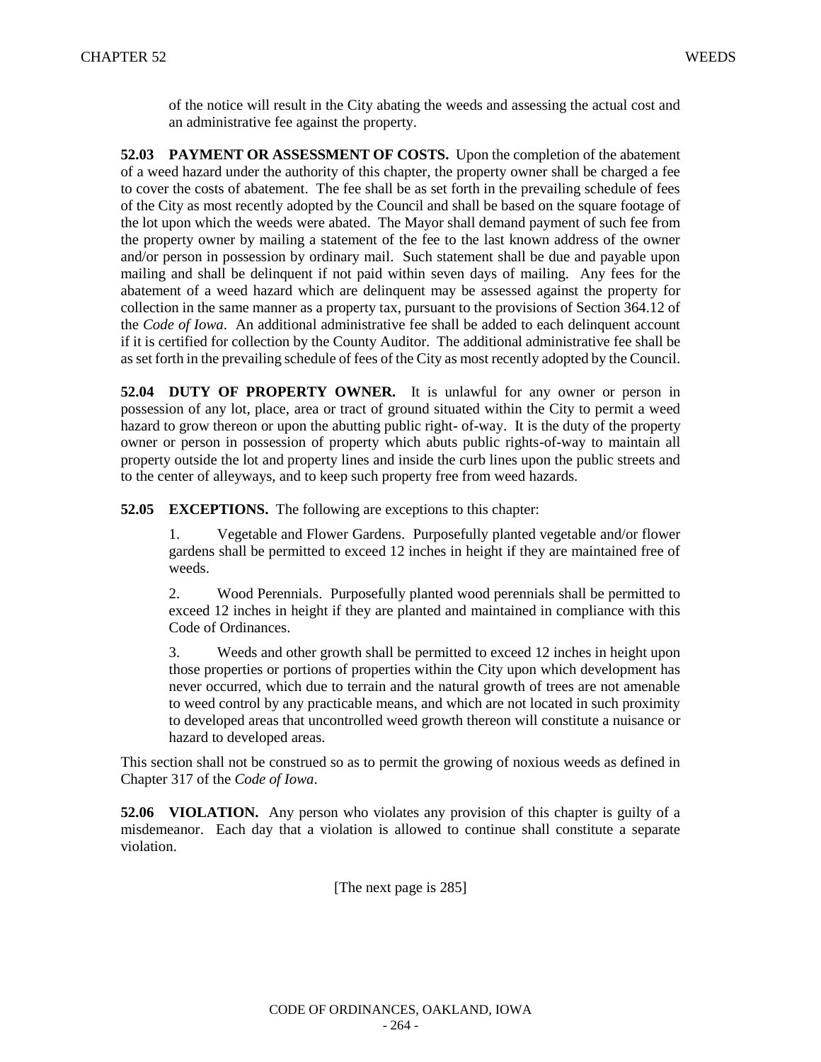of the notice will result in the City abating the weeds and assessing the actual cost and an administrative fee against the property.

**52.03 PAYMENT OR ASSESSMENT OF COSTS.** Upon the completion of the abatement of a weed hazard under the authority of this chapter, the property owner shall be charged a fee to cover the costs of abatement. The fee shall be as set forth in the prevailing schedule of fees of the City as most recently adopted by the Council and shall be based on the square footage of the lot upon which the weeds were abated. The Mayor shall demand payment of such fee from the property owner by mailing a statement of the fee to the last known address of the owner and/or person in possession by ordinary mail. Such statement shall be due and payable upon mailing and shall be delinquent if not paid within seven days of mailing. Any fees for the abatement of a weed hazard which are delinquent may be assessed against the property for collection in the same manner as a property tax, pursuant to the provisions of Section 364.12 of the *Code of Iowa*. An additional administrative fee shall be added to each delinquent account if it is certified for collection by the County Auditor. The additional administrative fee shall be as set forth in the prevailing schedule of fees of the City as most recently adopted by the Council.

**52.04 DUTY OF PROPERTY OWNER.** It is unlawful for any owner or person in possession of any lot, place, area or tract of ground situated within the City to permit a weed hazard to grow thereon or upon the abutting public right- of-way. It is the duty of the property owner or person in possession of property which abuts public rights-of-way to maintain all property outside the lot and property lines and inside the curb lines upon the public streets and to the center of alleyways, and to keep such property free from weed hazards.

**52.05 EXCEPTIONS.** The following are exceptions to this chapter:

1. Vegetable and Flower Gardens. Purposefully planted vegetable and/or flower gardens shall be permitted to exceed 12 inches in height if they are maintained free of weeds.

2. Wood Perennials. Purposefully planted wood perennials shall be permitted to exceed 12 inches in height if they are planted and maintained in compliance with this Code of Ordinances.

3. Weeds and other growth shall be permitted to exceed 12 inches in height upon those properties or portions of properties within the City upon which development has never occurred, which due to terrain and the natural growth of trees are not amenable to weed control by any practicable means, and which are not located in such proximity to developed areas that uncontrolled weed growth thereon will constitute a nuisance or hazard to developed areas.

This section shall not be construed so as to permit the growing of noxious weeds as defined in Chapter 317 of the *Code of Iowa*.

**52.06 VIOLATION.** Any person who violates any provision of this chapter is guilty of a misdemeanor. Each day that a violation is allowed to continue shall constitute a separate violation.

[The next page is 285]